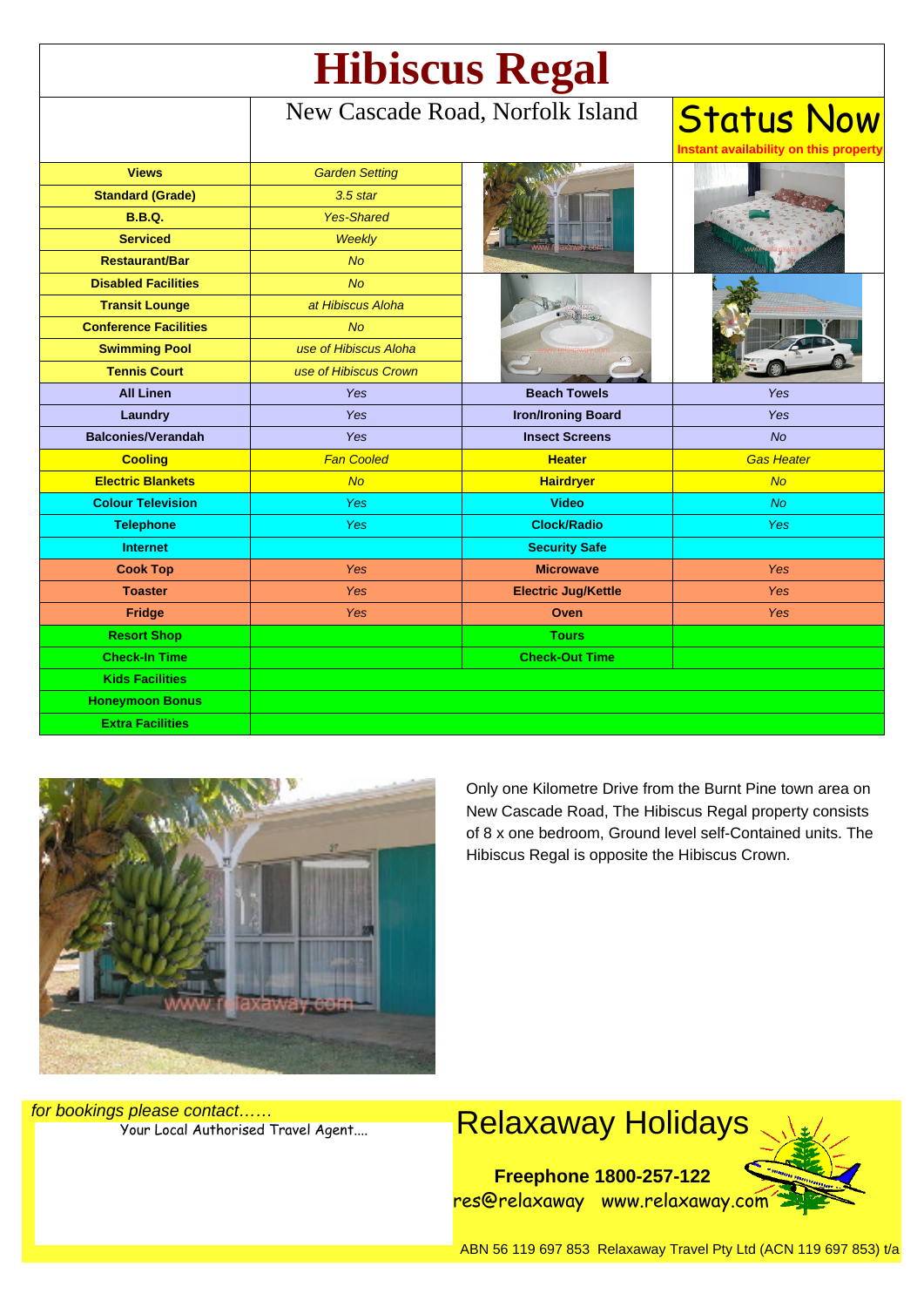# Hibiscus Regal

New Cascade Road, Norfolk Island

**Status Now**
Instant availability on this property

| | | | |
|---|---|---|---|
| **Views** | *Garden Setting* | | |
| **Standard (Grade)** | *3.5 star* | | |
| **B.B.Q.** | *Yes-Shared* | | |
| **Serviced** | *Weekly* | | |
| **Restaurant/Bar** | *No* | | |
| **Disabled Facilities** | *No* | | |
| **Transit Lounge** | *at Hibiscus Aloha* | | |
| **Conference Facilities** | *No* | | |
| **Swimming Pool** | *use of Hibiscus Aloha* | | |
| **Tennis Court** | *use of Hibiscus Crown* | | |
| **All Linen** | *Yes* | **Beach Towels** | *Yes* |
| **Laundry** | *Yes* | **Iron/Ironing Board** | *Yes* |
| **Balconies/Verandah** | *Yes* | **Insect Screens** | *No* |
| **Cooling** | *Fan Cooled* | **Heater** | *Gas Heater* |
| **Electric Blankets** | *No* | **Hairdryer** | *No* |
| **Colour Television** | *Yes* | **Video** | *No* |
| **Telephone** | *Yes* | **Clock/Radio** | *Yes* |
| **Internet** | | **Security Safe** | |
| **Cook Top** | *Yes* | **Microwave** | *Yes* |
| **Toaster** | *Yes* | **Electric Jug/Kettle** | *Yes* |
| **Fridge** | *Yes* | **Oven** | *Yes* |
| **Resort Shop** | | **Tours** | |
| **Check-In Time** | | **Check-Out Time** | |
| **Kids Facilities** | | | |
| **Honeymoon Bonus** | | | |
| **Extra Facilities** | | | |

Only one Kilometre Drive from the Burnt Pine town area on New Cascade Road, The Hibiscus Regal property consists of 8 x one bedroom, Ground level self-Contained units. The Hibiscus Regal is opposite the Hibiscus Crown.

*for bookings please contact……*
Your Local Authorised Travel Agent….

## Relaxaway Holidays

**Freephone 1800-257-122**
res@relaxaway www.relaxaway.com

ABN 56 119 697 853 Relaxaway Travel Pty Ltd (ACN 119 697 853) t/a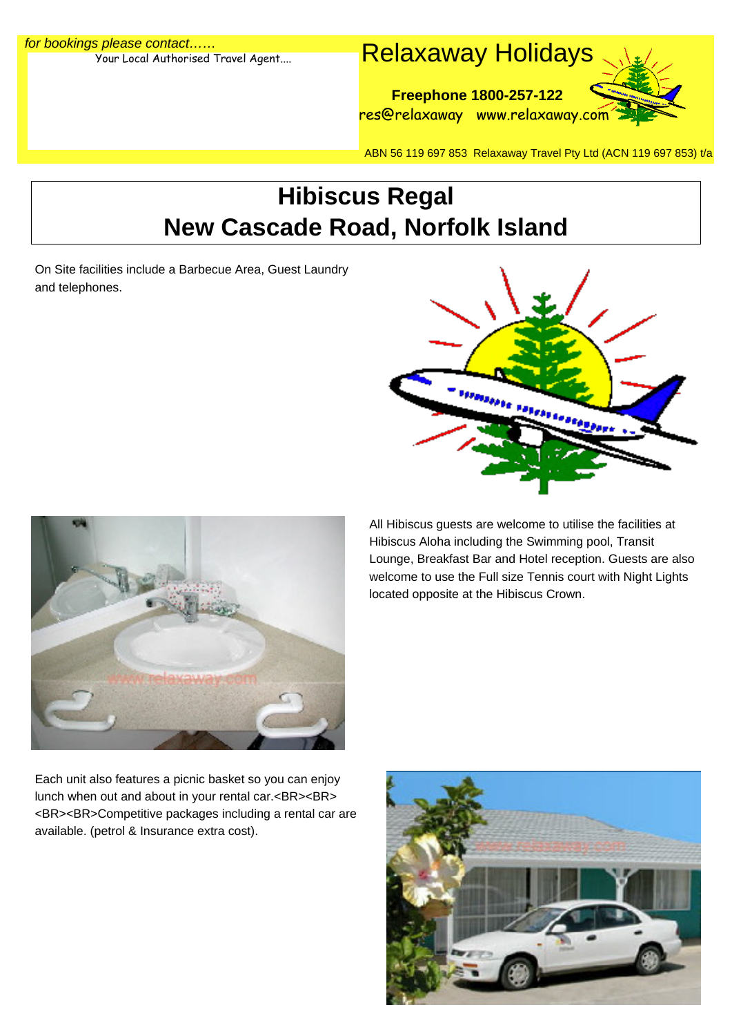*for bookings please contact……*

Your Local Authorised Travel Agent....

Relaxaway Holidays

**Freephone 1800-257-122**

res@relaxaway www.relaxaway.com

ABN 56 119 697 853 Relaxaway Travel Pty Ltd (ACN 119 697 853) t/a

# Hibiscus Regal
# New Cascade Road, Norfolk Island

On Site facilities include a Barbecue Area, Guest Laundry and telephones.

All Hibiscus guests are welcome to utilise the facilities at Hibiscus Aloha including the Swimming pool, Transit Lounge, Breakfast Bar and Hotel reception. Guests are also welcome to use the Full size Tennis court with Night Lights located opposite at the Hibiscus Crown.

Each unit also features a picnic basket so you can enjoy lunch when out and about in your rental car.<BR><BR><BR><BR>Competitive packages including a rental car are available. (petrol & Insurance extra cost).